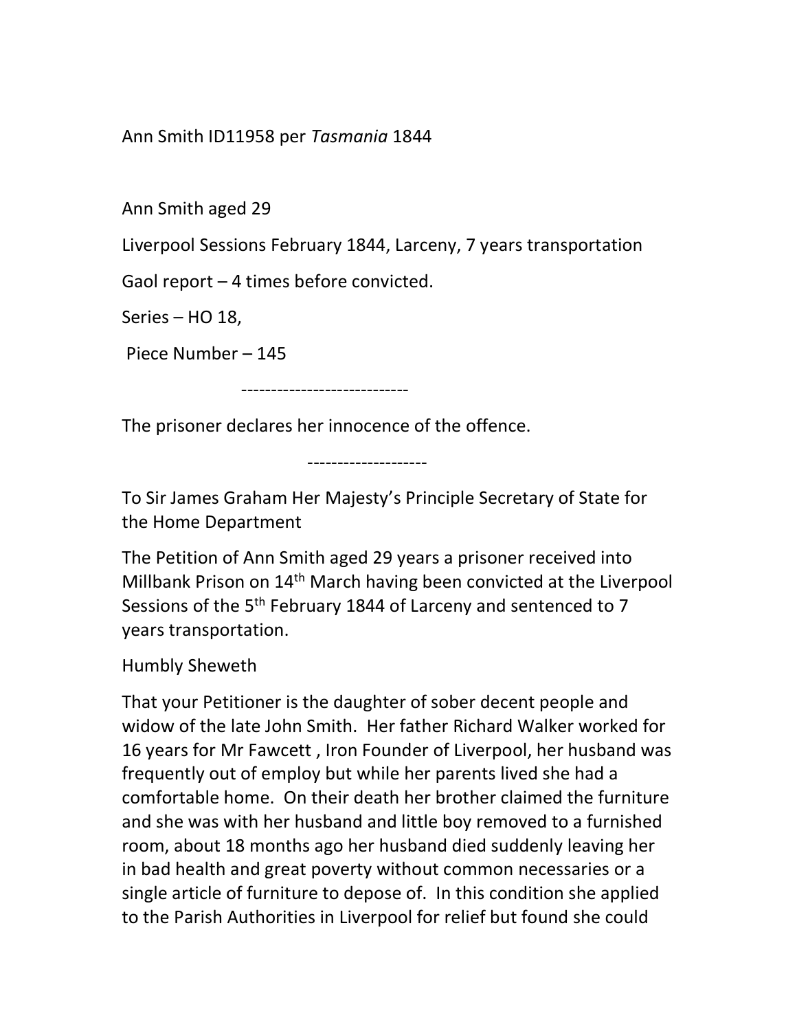Ann Smith ID11958 per *Tasmania* 1844

Ann Smith aged 29

Liverpool Sessions February 1844, Larceny, 7 years transportation

Gaol report – 4 times before convicted.

Series – HO 18,

Piece Number – 145

----------------------------

The prisoner declares her innocence of the offence.

--------------------

To Sir James Graham Her Majesty's Principle Secretary of State for the Home Department

The Petition of Ann Smith aged 29 years a prisoner received into Millbank Prison on 14th March having been convicted at the Liverpool Sessions of the 5th February 1844 of Larceny and sentenced to 7 years transportation.

Humbly Sheweth

That your Petitioner is the daughter of sober decent people and widow of the late John Smith. Her father Richard Walker worked for 16 years for Mr Fawcett , Iron Founder of Liverpool, her husband was frequently out of employ but while her parents lived she had a comfortable home. On their death her brother claimed the furniture and she was with her husband and little boy removed to a furnished room, about 18 months ago her husband died suddenly leaving her in bad health and great poverty without common necessaries or a single article of furniture to depose of. In this condition she applied to the Parish Authorities in Liverpool for relief but found she could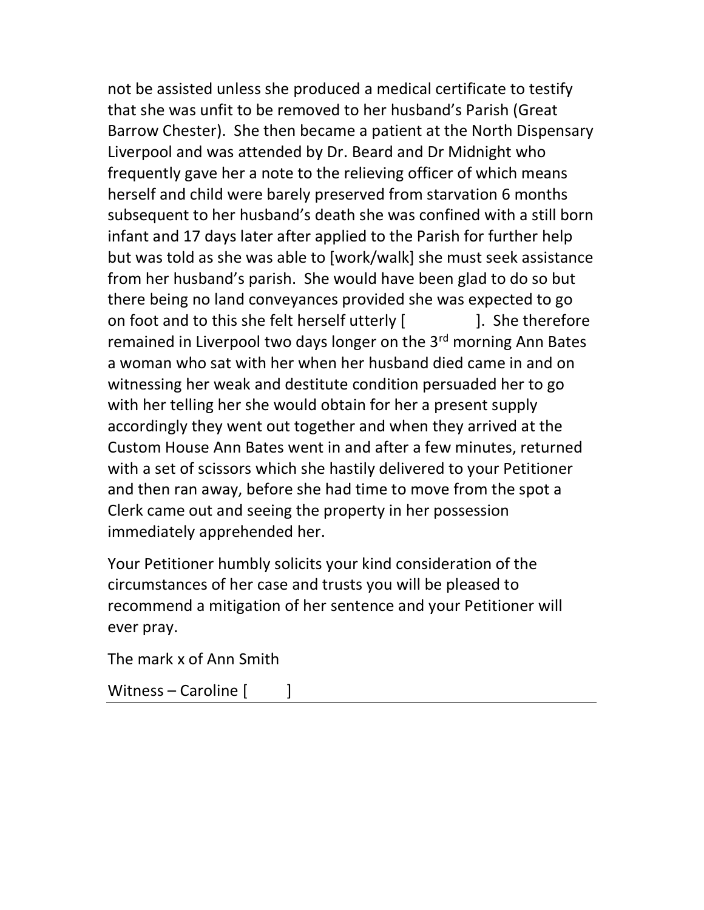not be assisted unless she produced a medical certificate to testify that she was unfit to be removed to her husband's Parish (Great Barrow Chester). She then became a patient at the North Dispensary Liverpool and was attended by Dr. Beard and Dr Midnight who frequently gave her a note to the relieving officer of which means herself and child were barely preserved from starvation 6 months subsequent to her husband's death she was confined with a still born infant and 17 days later after applied to the Parish for further help but was told as she was able to [work/walk] she must seek assistance from her husband's parish. She would have been glad to do so but there being no land conveyances provided she was expected to go on foot and to this she felt herself utterly [ ]. She therefore remained in Liverpool two days longer on the 3rd morning Ann Bates a woman who sat with her when her husband died came in and on witnessing her weak and destitute condition persuaded her to go with her telling her she would obtain for her a present supply accordingly they went out together and when they arrived at the Custom House Ann Bates went in and after a few minutes, returned with a set of scissors which she hastily delivered to your Petitioner and then ran away, before she had time to move from the spot a Clerk came out and seeing the property in her possession immediately apprehended her.

Your Petitioner humbly solicits your kind consideration of the circumstances of her case and trusts you will be pleased to recommend a mitigation of her sentence and your Petitioner will ever pray.

The mark x of Ann Smith

Witness – Caroline [ ]

---